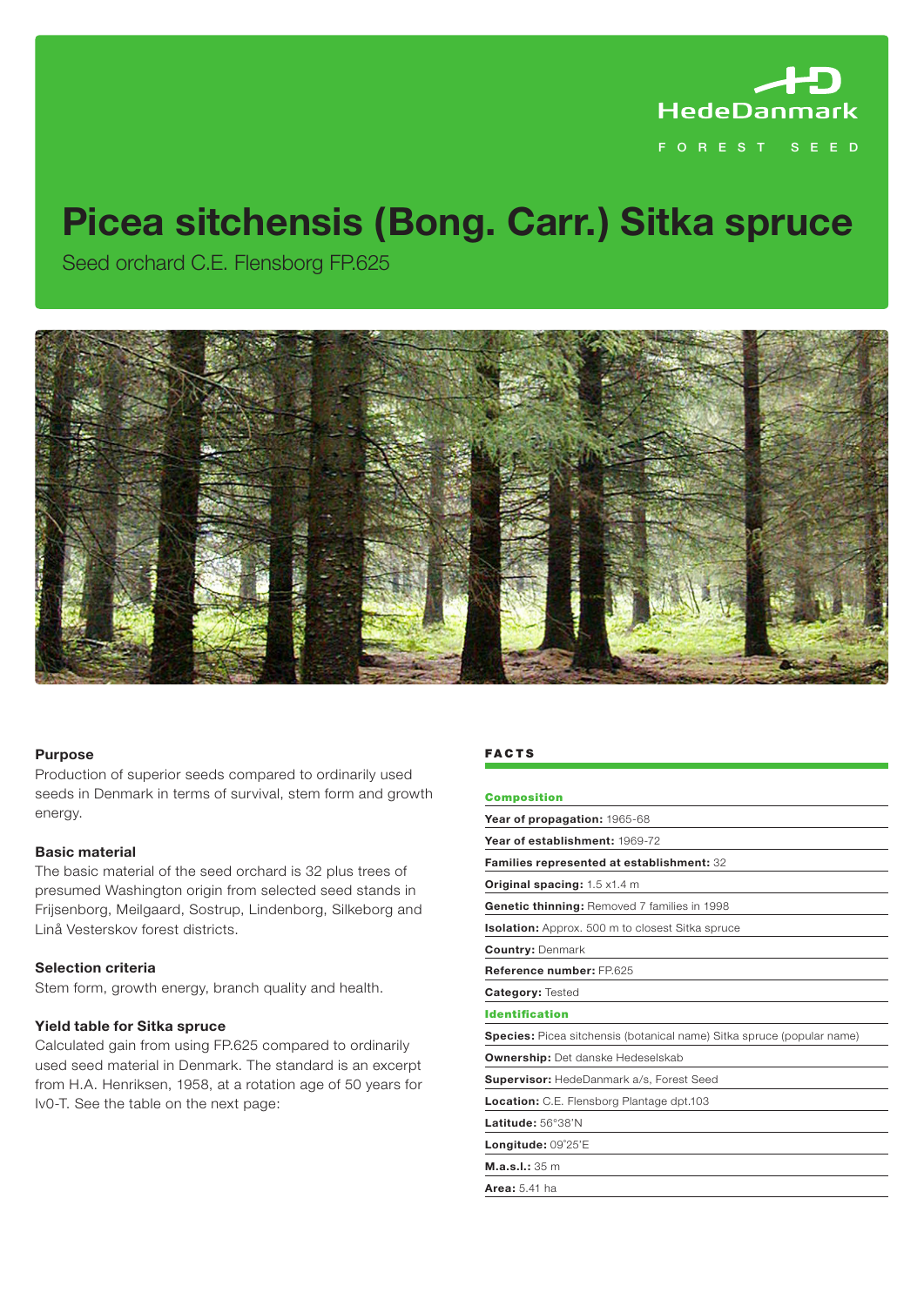HedeDanmark

FOREST SEED

# Picea sitchensis (Bong. Carr.) Sitka spruce

Seed orchard C.E. Flensborg FP.625

### Purpose

Production of superior seeds compared to ordinarily used seeds in Denmark in terms of survival, stem form and growth energy.

### Basic material

The basic material of the seed orchard is 32 plus trees of presumed Washington origin from selected seed stands in Frijsenborg, Meilgaard, Sostrup, Lindenborg, Silkeborg and Linå Vesterskov forest districts.

### Selection criteria

Stem form, growth energy, branch quality and health.

### Yield table for Sitka spruce

Calculated gain from using FP.625 compared to ordinarily used seed material in Denmark. The standard is an excerpt from H.A. Henriksen, 1958, at a rotation age of 50 years for Iv0-T. See the table on the next page:

## FACTS

**Composition**

**Year of propagation:** 1965-68

**Year of establishment:** 1969-72

**Families represented at establishment:** 32

**Original spacing:** 1.5 x1.4 m

**Genetic thinning:** Removed 7 families in 1998

**Isolation:** Approx. 500 m to closest Sitka spruce

**Country:** Denmark

**Reference number:** FP.625

**Category:** Tested

**Identification**

**Species:** Picea sitchensis (botanical name) Sitka spruce (popular name)

**Ownership:** Det danske Hedeselskab

**Supervisor:** HedeDanmark a/s, Forest Seed

**Location:** C.E. Flensborg Plantage dpt.103

**Latitude:** 56°38'N

**Longitude:** 09°25'E

**M.a.s.l.:** 35 m

**Area:** 5.41 ha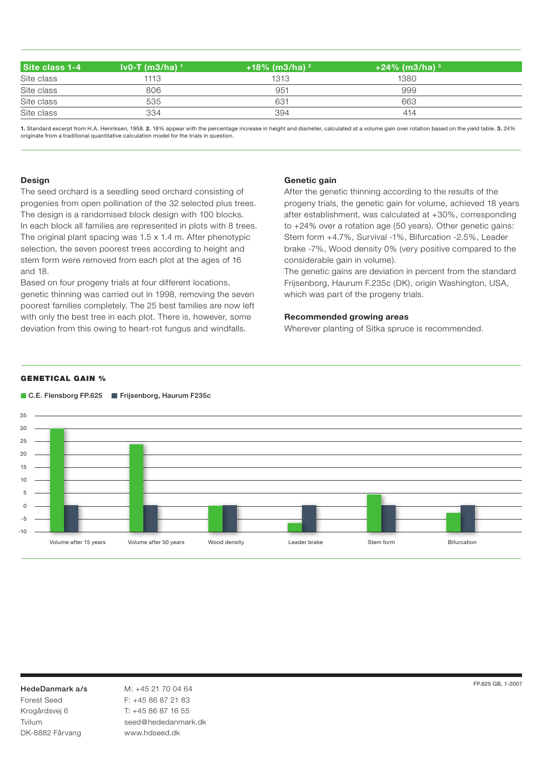| Site class 1-4 | lv0-T (m3/ha) [1] | +18% (m3/ha) [2] | +24% (m3/ha) [3] |
|---|---|---|---|
| Site class | 1113 | 1313 | 1380 |
| Site class | 806 | 951 | 999 |
| Site class | 535 | 631 | 663 |
| Site class | 334 | 394 | 414 |

**1.** Standard excerpt from H.A. Henriksen, 1958. **2.** 18% appear with the percentage increase in height and diameter, calculated at a volume gain over rotation based on the yield table. **3.** 24% originate from a traditional quantitative calculation model for the trials in question.

### Design

The seed orchard is a seedling seed orchard consisting of progenies from open pollination of the 32 selected plus trees. The design is a randomised block design with 100 blocks. In each block all families are represented in plots with 8 trees. The original plant spacing was 1.5 x 1.4 m. After phenotypic selection, the seven poorest trees according to height and stem form were removed from each plot at the ages of 16 and 18.

Based on four progeny trials at four different locations, genetic thinning was carried out in 1998, removing the seven poorest families completely. The 25 best families are now left with only the best tree in each plot. There is, however, some deviation from this owing to heart-rot fungus and windfalls.

### Genetic gain

After the genetic thinning according to the results of the progeny trials, the genetic gain for volume, achieved 18 years after establishment, was calculated at +30%, corresponding to +24% over a rotation age (50 years). Other genetic gains: Stem form +4.7%, Survival -1%, Bifurcation -2.5%, Leader brake -7%, Wood density 0% (very positive compared to the considerable gain in volume).

The genetic gains are deviation in percent from the standard Frijsenborg, Haurum F.235c (DK), origin Washington, USA, which was part of the progeny trials.

### Recommended growing areas

Wherever planting of Sitka spruce is recommended.

### GENETICAL GAIN %

C.E. Flensborg FP.625
Frijsenborg, Haurum F235c

35
30
25
20
15
10
5
0
-5
-10

Volume after 15 years
Volume after 50 years
Wood density
Leader brake
Stem form
Bifurcation

**HedeDanmark a/s**
Forest Seed
Krogårdsvej 6
Tvilum
DK-8882 Fårvang

M: +45 21 70 04 64
F: +45 86 87 21 83
T: +45 86 87 16 55
seed@hededanmark.dk
www.hdseed.dk

FP.625 GB, 1-2007